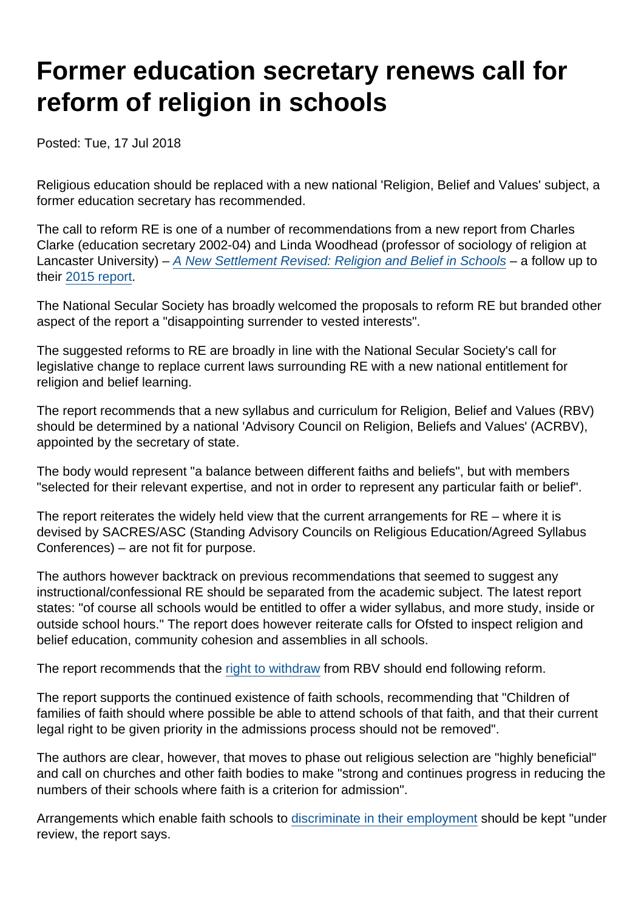# Former education secretary renews call for reform of religion in schools

Posted: Tue, 17 Jul 2018

Religious education should be replaced with a new national 'Religion, Belief and Values' subject, a former education secretary has recommended.

The call to reform RE is one of a number of recommendations from a new report from Charles Clarke (education secretary 2002-04) and Linda Woodhead (professor of sociology of religion at Lancaster University) – *A New Settlement Revised: Religion and Belief in Schools* – a follow up to their 2015 report.

The National Secular Society has broadly welcomed the proposals to reform RE but branded other aspect of the report a "disappointing surrender to vested interests".

The suggested reforms to RE are broadly in line with the National Secular Society's call for legislative change to replace current laws surrounding RE with a new national entitlement for religion and belief learning.

The report recommends that a new syllabus and curriculum for Religion, Belief and Values (RBV) should be determined by a national 'Advisory Council on Religion, Beliefs and Values' (ACRBV), appointed by the secretary of state.

The body would represent "a balance between different faiths and beliefs", but with members "selected for their relevant expertise, and not in order to represent any particular faith or belief".

The report reiterates the widely held view that the current arrangements for RE – where it is devised by SACRES/ASC (Standing Advisory Councils on Religious Education/Agreed Syllabus Conferences) – are not fit for purpose.

The authors however backtrack on previous recommendations that seemed to suggest any instructional/confessional RE should be separated from the academic subject. The latest report states: "of course all schools would be entitled to offer a wider syllabus, and more study, inside or outside school hours." The report does however reiterate calls for Ofsted to inspect religion and belief education, community cohesion and assemblies in all schools.

The report recommends that the right to withdraw from RBV should end following reform.

The report supports the continued existence of faith schools, recommending that "Children of families of faith should where possible be able to attend schools of that faith, and that their current legal right to be given priority in the admissions process should not be removed".

The authors are clear, however, that moves to phase out religious selection are "highly beneficial" and call on churches and other faith bodies to make "strong and continues progress in reducing the numbers of their schools where faith is a criterion for admission".

Arrangements which enable faith schools to discriminate in their employment should be kept "under review, the report says.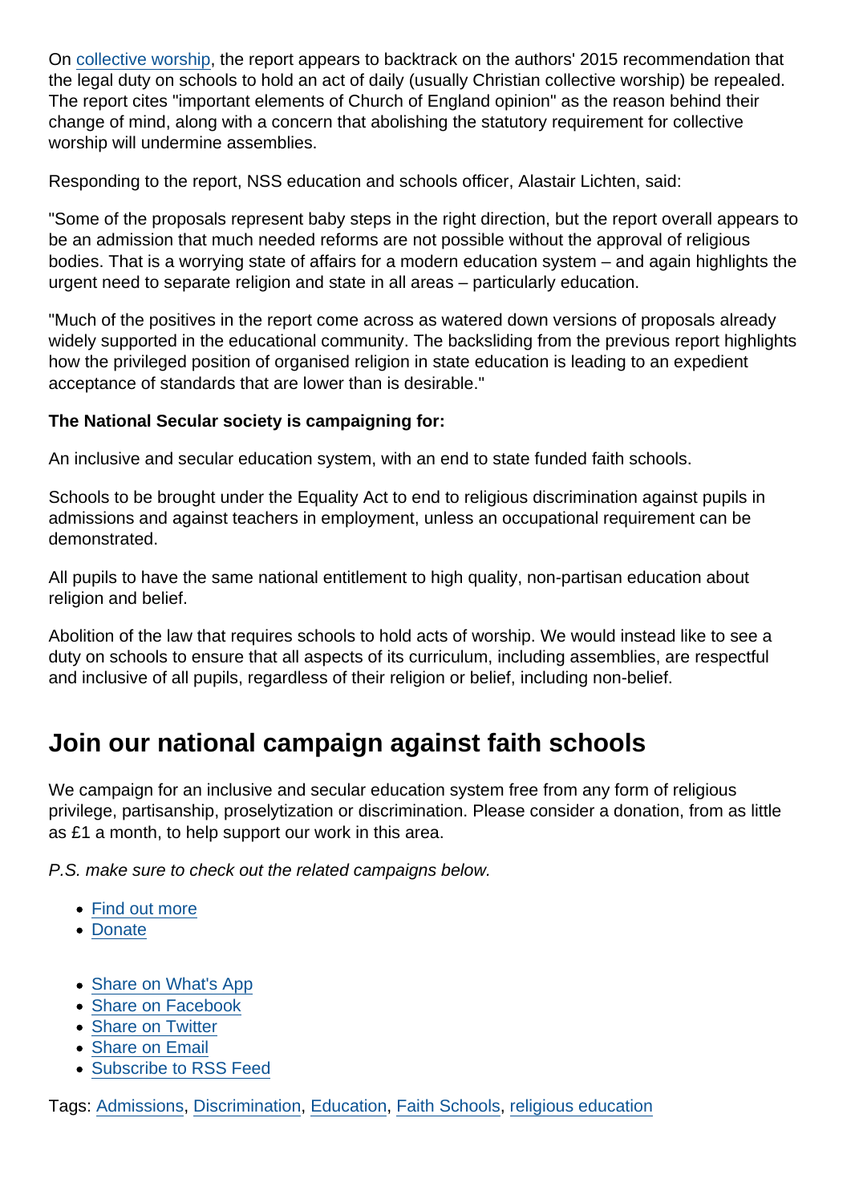On collective worship, the report appears to backtrack on the authors' 2015 recommendation that the legal duty on schools to hold an act of daily (usually Christian collective worship) be repealed. The report cites "important elements of Church of England opinion" as the reason behind their change of mind, along with a concern that abolishing the statutory requirement for collective worship will undermine assemblies.

Responding to the report, NSS education and schools officer, Alastair Lichten, said:

"Some of the proposals represent baby steps in the right direction, but the report overall appears to be an admission that much needed reforms are not possible without the approval of religious bodies. That is a worrying state of affairs for a modern education system – and again highlights the urgent need to separate religion and state in all areas – particularly education.

"Much of the positives in the report come across as watered down versions of proposals already widely supported in the educational community. The backsliding from the previous report highlights how the privileged position of organised religion in state education is leading to an expedient acceptance of standards that are lower than is desirable."

**The National Secular society is campaigning for:**

An inclusive and secular education system, with an end to state funded faith schools.

Schools to be brought under the Equality Act to end to religious discrimination against pupils in admissions and against teachers in employment, unless an occupational requirement can be demonstrated.

All pupils to have the same national entitlement to high quality, non-partisan education about religion and belief.

Abolition of the law that requires schools to hold acts of worship. We would instead like to see a duty on schools to ensure that all aspects of its curriculum, including assemblies, are respectful and inclusive of all pupils, regardless of their religion or belief, including non-belief.

## Join our national campaign against faith schools

We campaign for an inclusive and secular education system free from any form of religious privilege, partisanship, proselytization or discrimination. Please consider a donation, from as little as £1 a month, to help support our work in this area.

*P.S. make sure to check out the related campaigns below.*

- Find out more
- Donate

- Share on What's App
- Share on Facebook
- Share on Twitter
- Share on Email
- Subscribe to RSS Feed

Tags: Admissions, Discrimination, Education, Faith Schools, religious education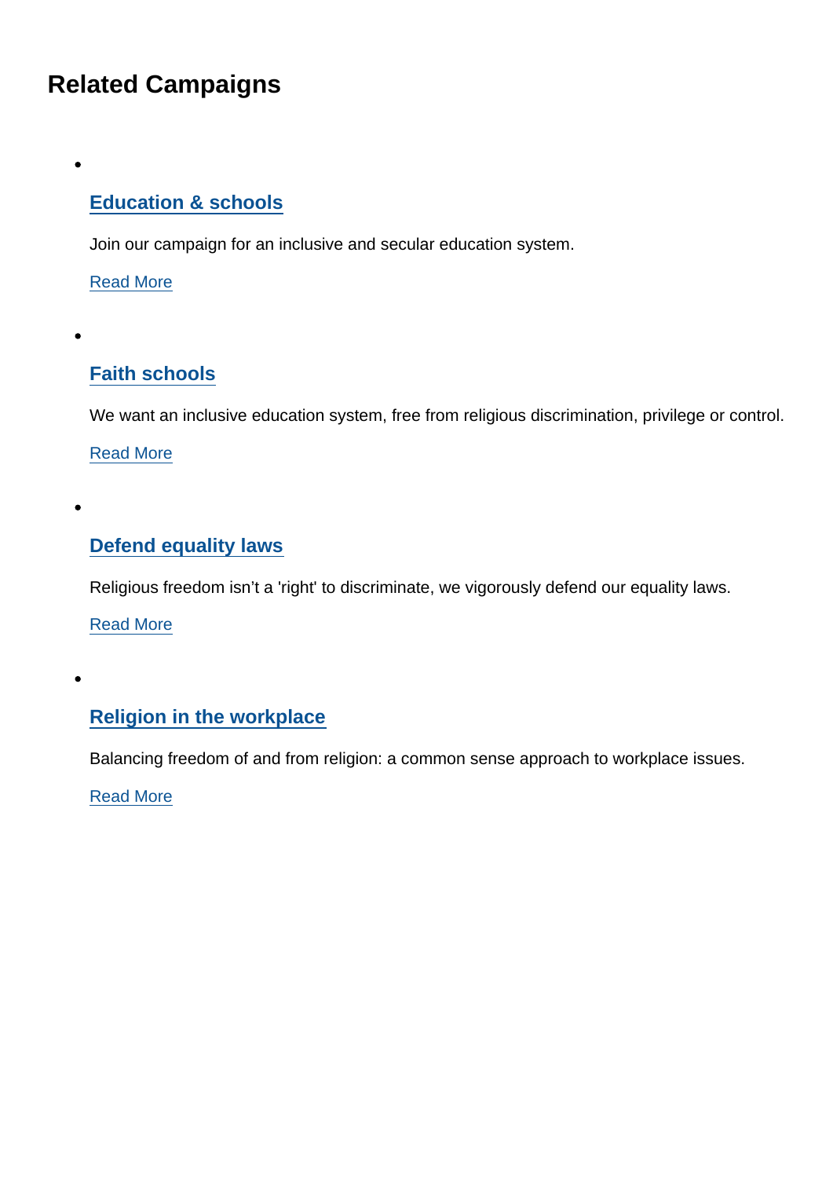## Related Campaigns

- ### Education & schools

  Join our campaign for an inclusive and secular education system.

  Read More

- ### Faith schools

  We want an inclusive education system, free from religious discrimination, privilege or control.

  Read More

- ### Defend equality laws

  Religious freedom isn't a 'right' to discriminate, we vigorously defend our equality laws.

  Read More

- ### Religion in the workplace

  Balancing freedom of and from religion: a common sense approach to workplace issues.

  Read More